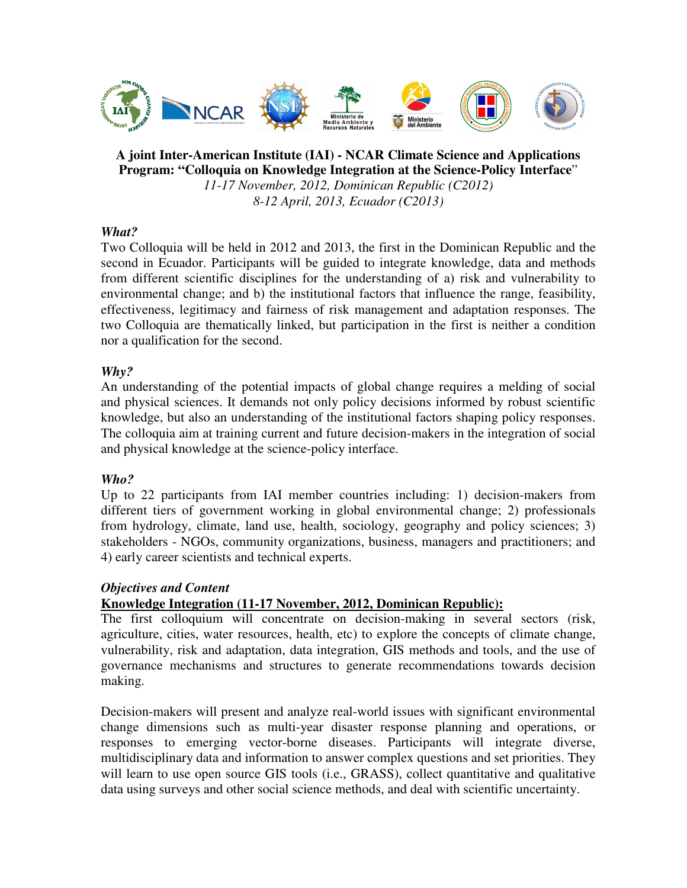**A joint Inter-American Institute (IAI) - NCAR Climate Science and Applications Program: "Colloquia on Knowledge Integration at the Science-Policy Interface"**

*11-17 November, 2012, Dominican Republic (C2012)*

*8-12 April, 2013, Ecuador (C2013)*

### *What?*

Two Colloquia will be held in 2012 and 2013, the first in the Dominican Republic and the second in Ecuador. Participants will be guided to integrate knowledge, data and methods from different scientific disciplines for the understanding of a) risk and vulnerability to environmental change; and b) the institutional factors that influence the range, feasibility, effectiveness, legitimacy and fairness of risk management and adaptation responses. The two Colloquia are thematically linked, but participation in the first is neither a condition nor a qualification for the second.

### *Why?*

An understanding of the potential impacts of global change requires a melding of social and physical sciences. It demands not only policy decisions informed by robust scientific knowledge, but also an understanding of the institutional factors shaping policy responses. The colloquia aim at training current and future decision-makers in the integration of social and physical knowledge at the science-policy interface.

### *Who?*

Up to 22 participants from IAI member countries including: 1) decision-makers from different tiers of government working in global environmental change; 2) professionals from hydrology, climate, land use, health, sociology, geography and policy sciences; 3) stakeholders - NGOs, community organizations, business, managers and practitioners; and 4) early career scientists and technical experts.

### *Objectives and Content*

**Knowledge Integration (11-17 November, 2012, Dominican Republic):**

The first colloquium will concentrate on decision-making in several sectors (risk, agriculture, cities, water resources, health, etc) to explore the concepts of climate change, vulnerability, risk and adaptation, data integration, GIS methods and tools, and the use of governance mechanisms and structures to generate recommendations towards decision making.

Decision-makers will present and analyze real-world issues with significant environmental change dimensions such as multi-year disaster response planning and operations, or responses to emerging vector-borne diseases. Participants will integrate diverse, multidisciplinary data and information to answer complex questions and set priorities. They will learn to use open source GIS tools (i.e., GRASS), collect quantitative and qualitative data using surveys and other social science methods, and deal with scientific uncertainty.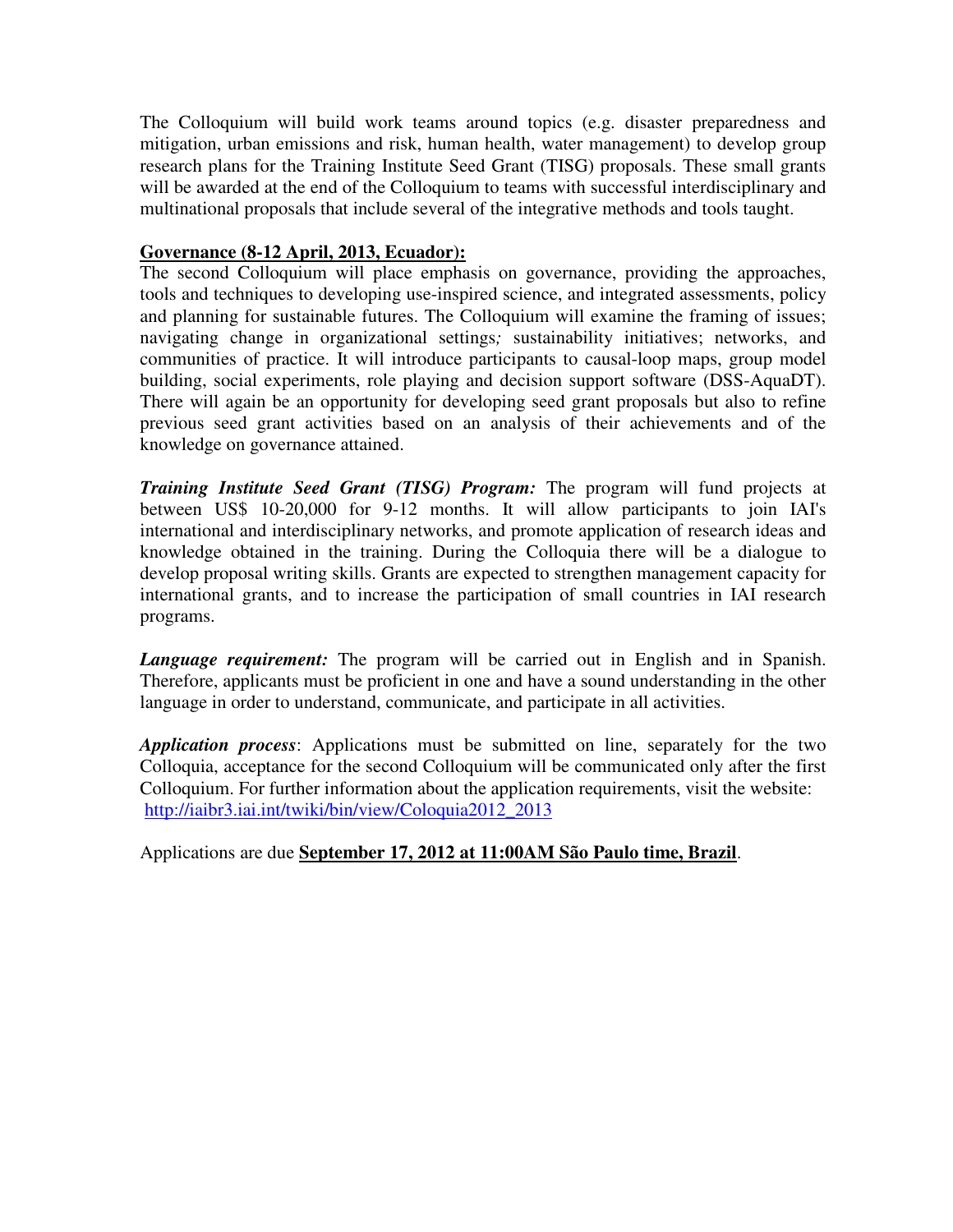The Colloquium will build work teams around topics (e.g. disaster preparedness and mitigation, urban emissions and risk, human health, water management) to develop group research plans for the Training Institute Seed Grant (TISG) proposals. These small grants will be awarded at the end of the Colloquium to teams with successful interdisciplinary and multinational proposals that include several of the integrative methods and tools taught.

**Governance (8-12 April, 2013, Ecuador):**

The second Colloquium will place emphasis on governance, providing the approaches, tools and techniques to developing use-inspired science, and integrated assessments, policy and planning for sustainable futures. The Colloquium will examine the framing of issues; navigating change in organizational settings*;* sustainability initiatives; networks, and communities of practice. It will introduce participants to causal-loop maps, group model building, social experiments, role playing and decision support software (DSS-AquaDT). There will again be an opportunity for developing seed grant proposals but also to refine previous seed grant activities based on an analysis of their achievements and of the knowledge on governance attained.

***Training Institute Seed Grant (TISG) Program:*** The program will fund projects at between US$ 10-20,000 for 9-12 months. It will allow participants to join IAI's international and interdisciplinary networks, and promote application of research ideas and knowledge obtained in the training. During the Colloquia there will be a dialogue to develop proposal writing skills. Grants are expected to strengthen management capacity for international grants, and to increase the participation of small countries in IAI research programs.

***Language requirement:*** The program will be carried out in English and in Spanish. Therefore, applicants must be proficient in one and have a sound understanding in the other language in order to understand, communicate, and participate in all activities.

***Application process***: Applications must be submitted on line, separately for the two Colloquia, acceptance for the second Colloquium will be communicated only after the first Colloquium. For further information about the application requirements, visit the website: http://iaibr3.iai.int/twiki/bin/view/Coloquia2012_2013

Applications are due **September 17, 2012 at 11:00AM São Paulo time, Brazil**.